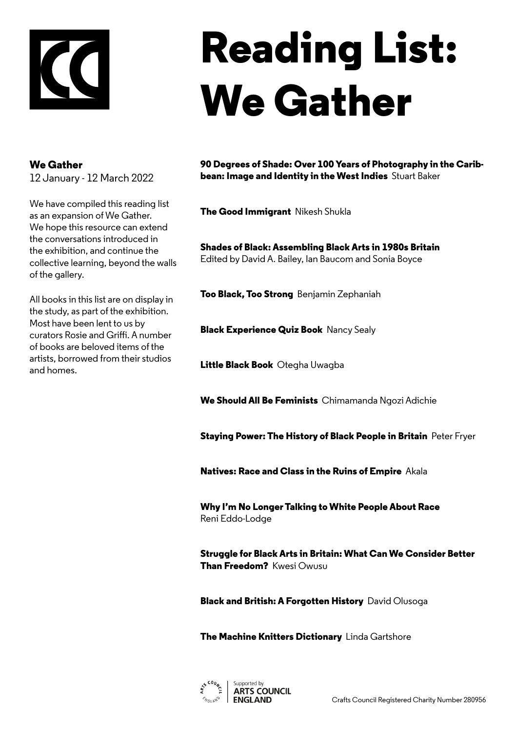# Reading List: We Gather

**We Gather**
12 January - 12 March 2022

We have compiled this reading list as an expansion of We Gather. We hope this resource can extend the conversations introduced in the exhibition, and continue the collective learning, beyond the walls of the gallery.

All books in this list are on display in the study, as part of the exhibition. Most have been lent to us by curators Rosie and Griffi. A number of books are beloved items of the artists, borrowed from their studios and homes.

**90 Degrees of Shade: Over 100 Years of Photography in the Caribbean: Image and Identity in the West Indies** Stuart Baker

**The Good Immigrant** Nikesh Shukla

**Shades of Black: Assembling Black Arts in 1980s Britain**
Edited by David A. Bailey, Ian Baucom and Sonia Boyce

**Too Black, Too Strong** Benjamin Zephaniah

**Black Experience Quiz Book** Nancy Sealy

**Little Black Book** Otegha Uwagba

**We Should All Be Feminists** Chimamanda Ngozi Adichie

**Staying Power: The History of Black People in Britain** Peter Fryer

**Natives: Race and Class in the Ruins of Empire** Akala

**Why I'm No Longer Talking to White People About Race**
Reni Eddo-Lodge

**Struggle for Black Arts in Britain: What Can We Consider Better Than Freedom?** Kwesi Owusu

**Black and British: A Forgotten History** David Olusoga

**The Machine Knitters Dictionary** Linda Gartshore

Supported by ARTS COUNCIL ENGLAND

Crafts Council Registered Charity Number 280956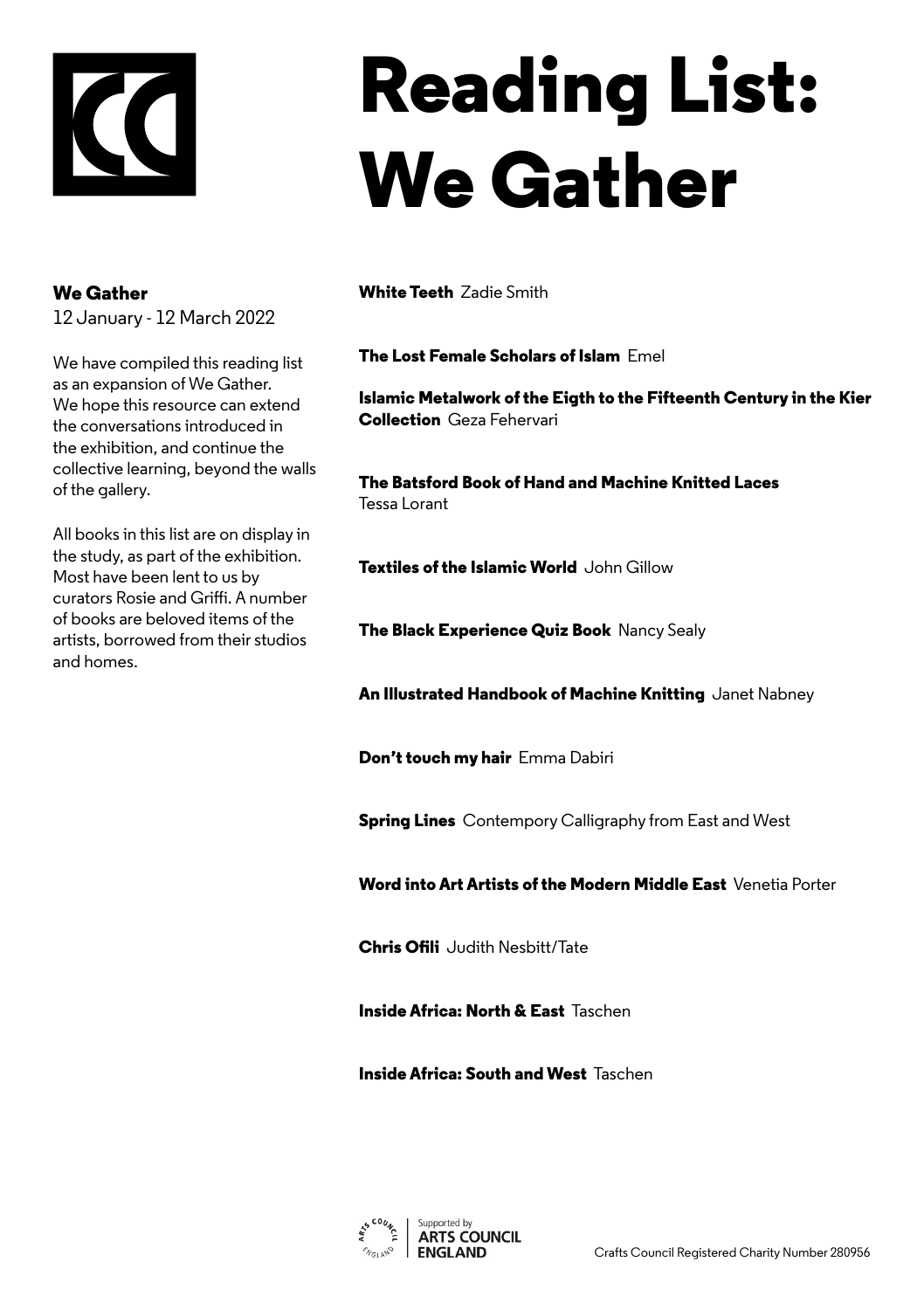# Reading List: We Gather

**We Gather**
12 January - 12 March 2022

We have compiled this reading list as an expansion of We Gather. We hope this resource can extend the conversations introduced in the exhibition, and continue the collective learning, beyond the walls of the gallery.

All books in this list are on display in the study, as part of the exhibition. Most have been lent to us by curators Rosie and Griffi. A number of books are beloved items of the artists, borrowed from their studios and homes.

**White Teeth** Zadie Smith

**The Lost Female Scholars of Islam** Emel

**Islamic Metalwork of the Eigth to the Fifteenth Century in the Kier Collection** Geza Fehervari

**The Batsford Book of Hand and Machine Knitted Laces** Tessa Lorant

**Textiles of the Islamic World** John Gillow

**The Black Experience Quiz Book** Nancy Sealy

**An Illustrated Handbook of Machine Knitting** Janet Nabney

**Don't touch my hair** Emma Dabiri

**Spring Lines** Contempory Calligraphy from East and West

**Word into Art Artists of the Modern Middle East** Venetia Porter

**Chris Ofili** Judith Nesbitt/Tate

**Inside Africa: North & East** Taschen

**Inside Africa: South and West** Taschen

Supported by ARTS COUNCIL ENGLAND

Crafts Council Registered Charity Number 280956